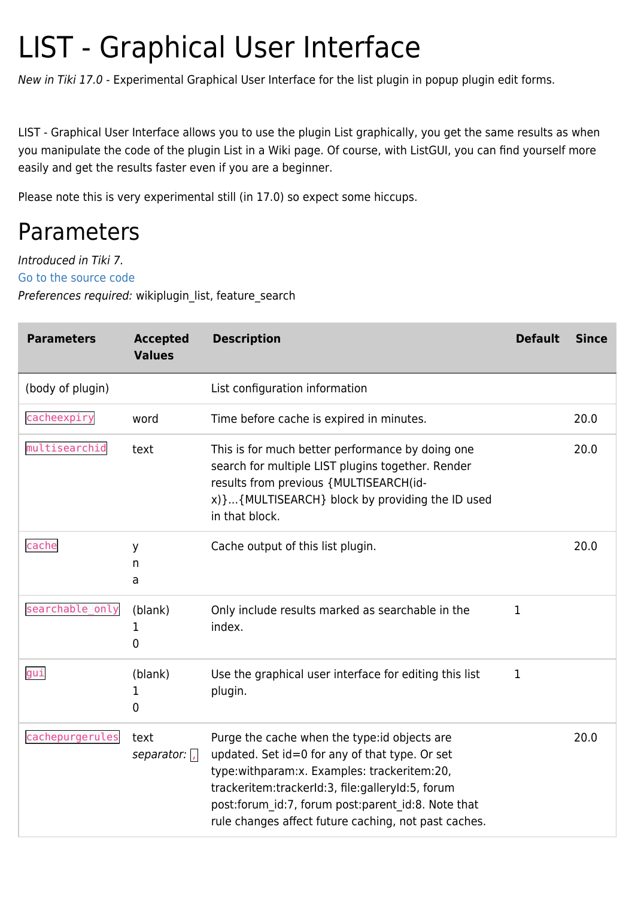# LIST - Graphical User Interface

*New in Tiki 17.0* - Experimental Graphical User Interface for the list plugin in popup plugin edit forms.

LIST - Graphical User Interface allows you to use the plugin List graphically, you get the same results as when you manipulate the code of the plugin List in a Wiki page. Of course, with ListGUI, you can find yourself more easily and get the results faster even if you are a beginner.

Please note this is very experimental still (in 17.0) so expect some hiccups.

## Parameters

*Introduced in Tiki 7.*
Go to the source code
*Preferences required:* wikiplugin_list, feature_search

| Parameters | Accepted Values | Description | Default | Since |
|---|---|---|---|---|
| (body of plugin) | | List configuration information | | |
| `cacheexpiry` | word | Time before cache is expired in minutes. | | 20.0 |
| `multisearchid` | text | This is for much better performance by doing one search for multiple LIST plugins together. Render results from previous {MULTISEARCH(id-x)}...{MULTISEARCH} block by providing the ID used in that block. | | 20.0 |
| `cache` | y<br>n<br>a | Cache output of this list plugin. | | 20.0 |
| `searchable_only` | (blank)<br>1<br>0 | Only include results marked as searchable in the index. | 1 | |
| `gui` | (blank)<br>1<br>0 | Use the graphical user interface for editing this list plugin. | 1 | |
| `cachepurgerules` | text<br>*separator:* `,` | Purge the cache when the type:id objects are updated. Set id=0 for any of that type. Or set type:withparam:x. Examples: trackeritem:20, trackeritem:trackerId:3, file:galleryId:5, forum post:forum_id:7, forum post:parent_id:8. Note that rule changes affect future caching, not past caches. | | 20.0 |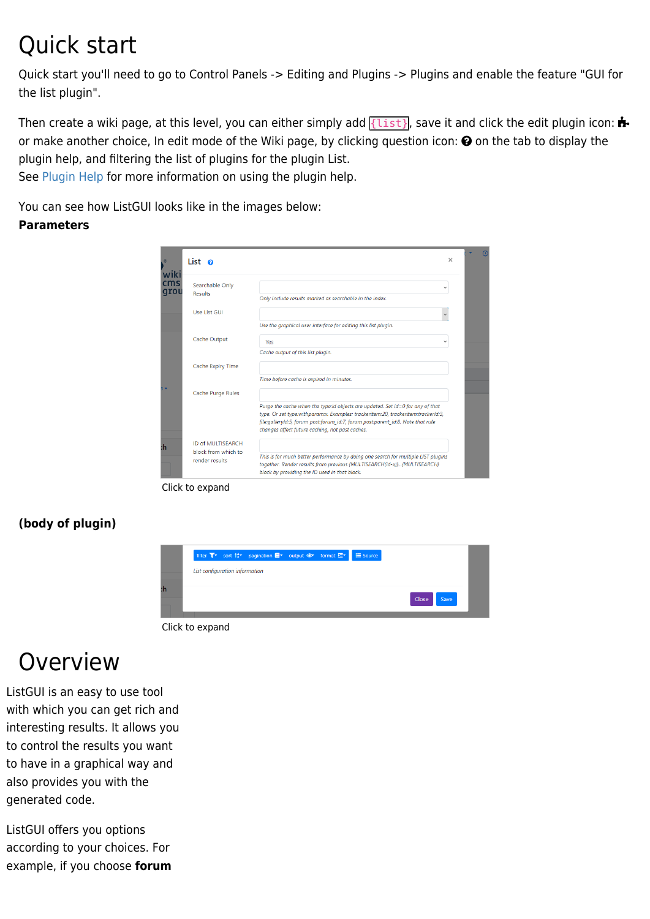# Quick start

Quick start you'll need to go to Control Panels -> Editing and Plugins -> Plugins and enable the feature "GUI for the list plugin".

Then create a wiki page, at this level, you can either simply add `{list}`, save it and click the edit plugin icon: or make another choice, In edit mode of the Wiki page, by clicking question icon: on the tab to display the plugin help, and filtering the list of plugins for the plugin List.
See Plugin Help for more information on using the plugin help.

You can see how ListGUI looks like in the images below:
**Parameters**

Click to expand

**(body of plugin)**

Click to expand

# Overview

ListGUI is an easy to use tool with which you can get rich and interesting results. It allows you to control the results you want to have in a graphical way and also provides you with the generated code.

ListGUI offers you options according to your choices. For example, if you choose **forum**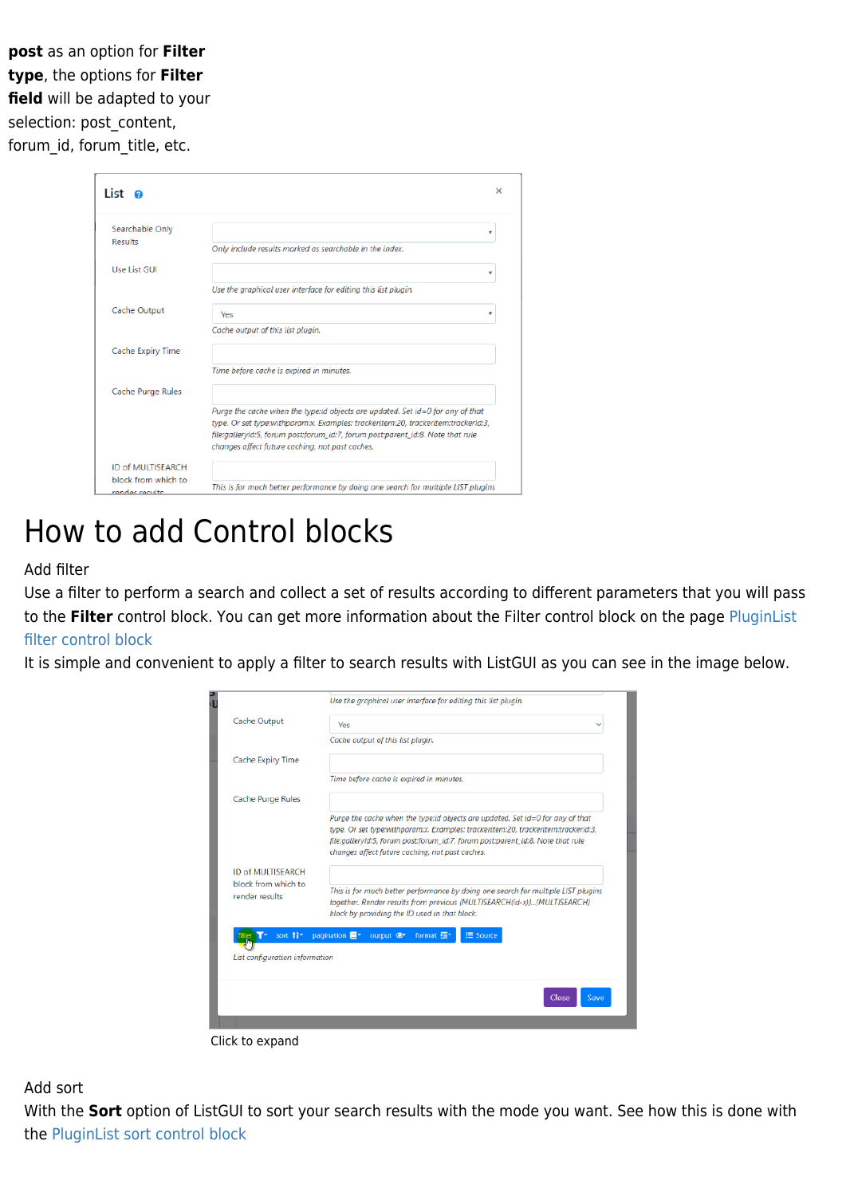**post** as an option for **Filter type**, the options for **Filter field** will be adapted to your selection: post_content, forum_id, forum_title, etc.

# How to add Control blocks

Add filter

Use a filter to perform a search and collect a set of results according to different parameters that you will pass to the **Filter** control block. You can get more information about the Filter control block on the page PluginList filter control block

It is simple and convenient to apply a filter to search results with ListGUI as you can see in the image below.

Click to expand

Add sort

With the **Sort** option of ListGUI to sort your search results with the mode you want. See how this is done with the PluginList sort control block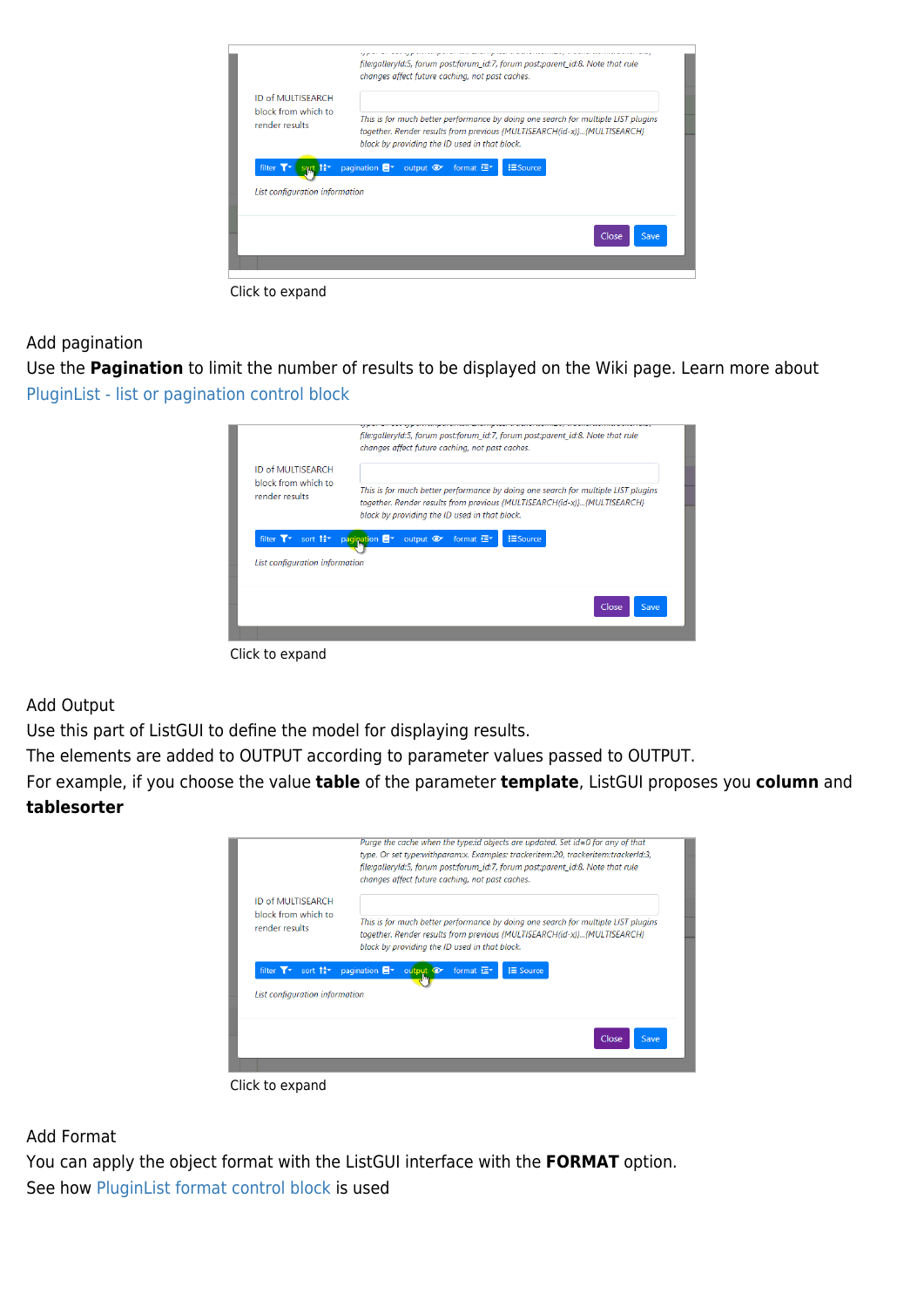Click to expand

Add pagination

Use the **Pagination** to limit the number of results to be displayed on the Wiki page. Learn more about PluginList - list or pagination control block

Click to expand

Add Output

Use this part of ListGUI to define the model for displaying results.

The elements are added to OUTPUT according to parameter values passed to OUTPUT.

For example, if you choose the value **table** of the parameter **template**, ListGUI proposes you **column** and **tablesorter**

Click to expand

Add Format

You can apply the object format with the ListGUI interface with the **FORMAT** option.

See how PluginList format control block is used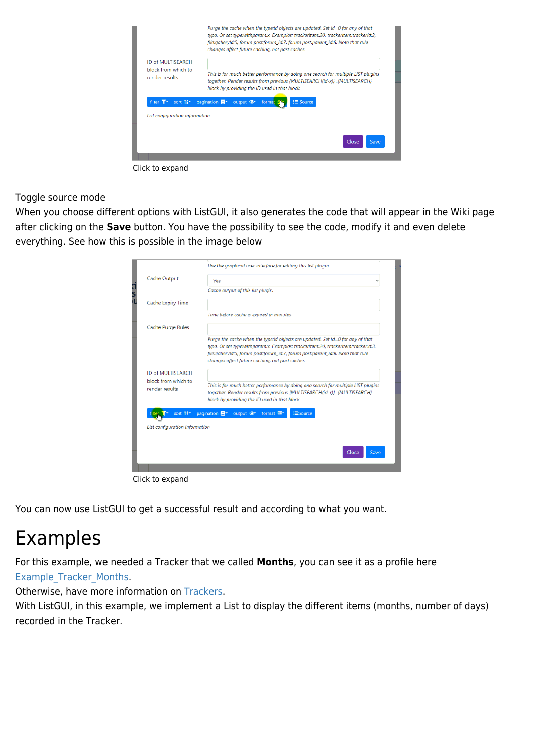Click to expand

Toggle source mode
When you choose different options with ListGUI, it also generates the code that will appear in the Wiki page after clicking on the **Save** button. You have the possibility to see the code, modify it and even delete everything. See how this is possible in the image below

Click to expand

You can now use ListGUI to get a successful result and according to what you want.

# Examples

For this example, we needed a Tracker that we called **Months**, you can see it as a profile here Example_Tracker_Months.
Otherwise, have more information on Trackers.
With ListGUI, in this example, we implement a List to display the different items (months, number of days) recorded in the Tracker.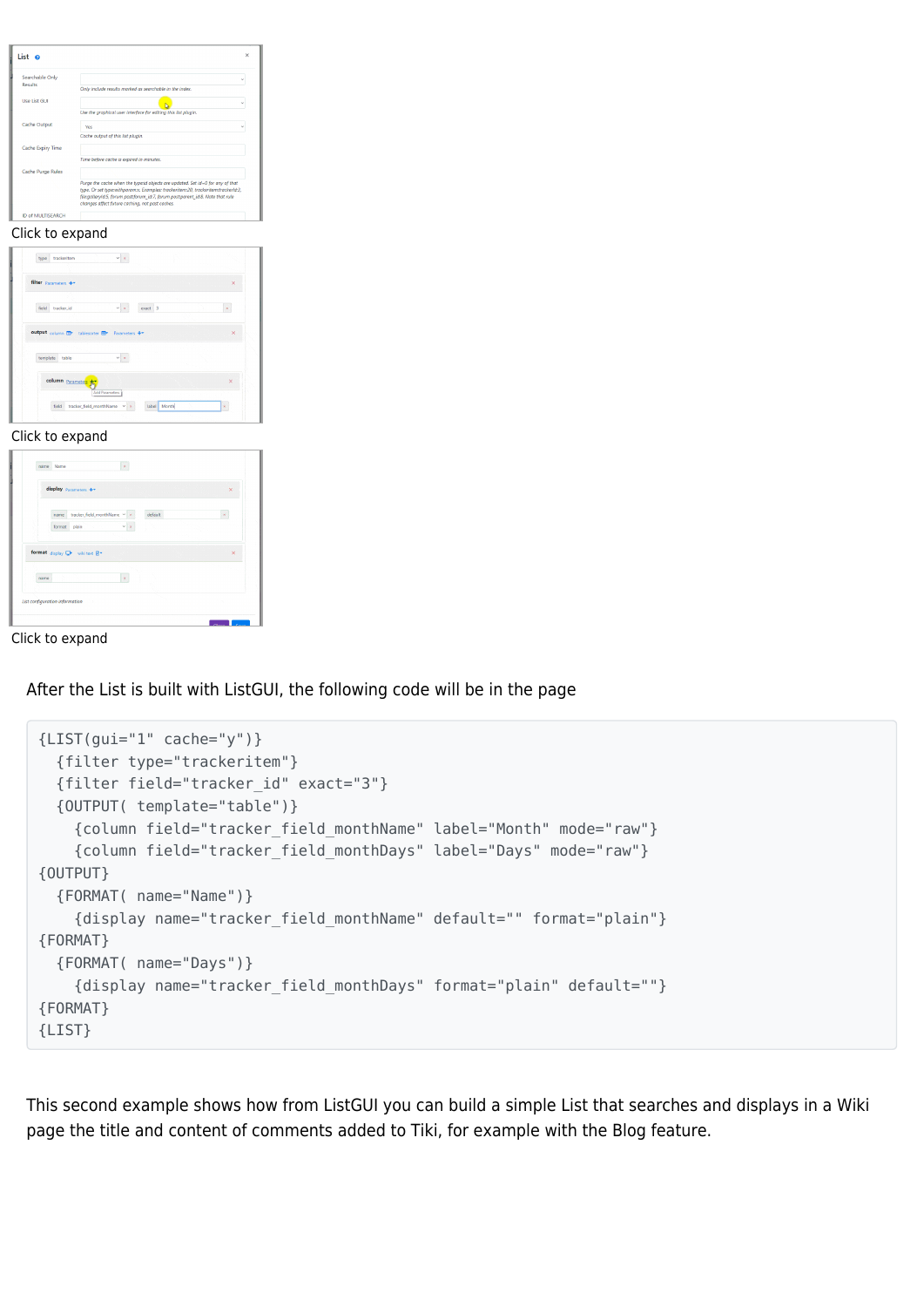Click to expand

Click to expand

Click to expand

After the List is built with ListGUI, the following code will be in the page

```
{LIST(gui="1" cache="y")}
  {filter type="trackeritem"}
  {filter field="tracker_id" exact="3"}
  {OUTPUT( template="table")}
    {column field="tracker_field_monthName" label="Month" mode="raw"}
    {column field="tracker_field_monthDays" label="Days" mode="raw"}
{OUTPUT}
  {FORMAT( name="Name")}
    {display name="tracker_field_monthName" default="" format="plain"}
{FORMAT}
  {FORMAT( name="Days")}
    {display name="tracker_field_monthDays" format="plain" default=""}
{FORMAT}
{LIST}
```

This second example shows how from ListGUI you can build a simple List that searches and displays in a Wiki page the title and content of comments added to Tiki, for example with the Blog feature.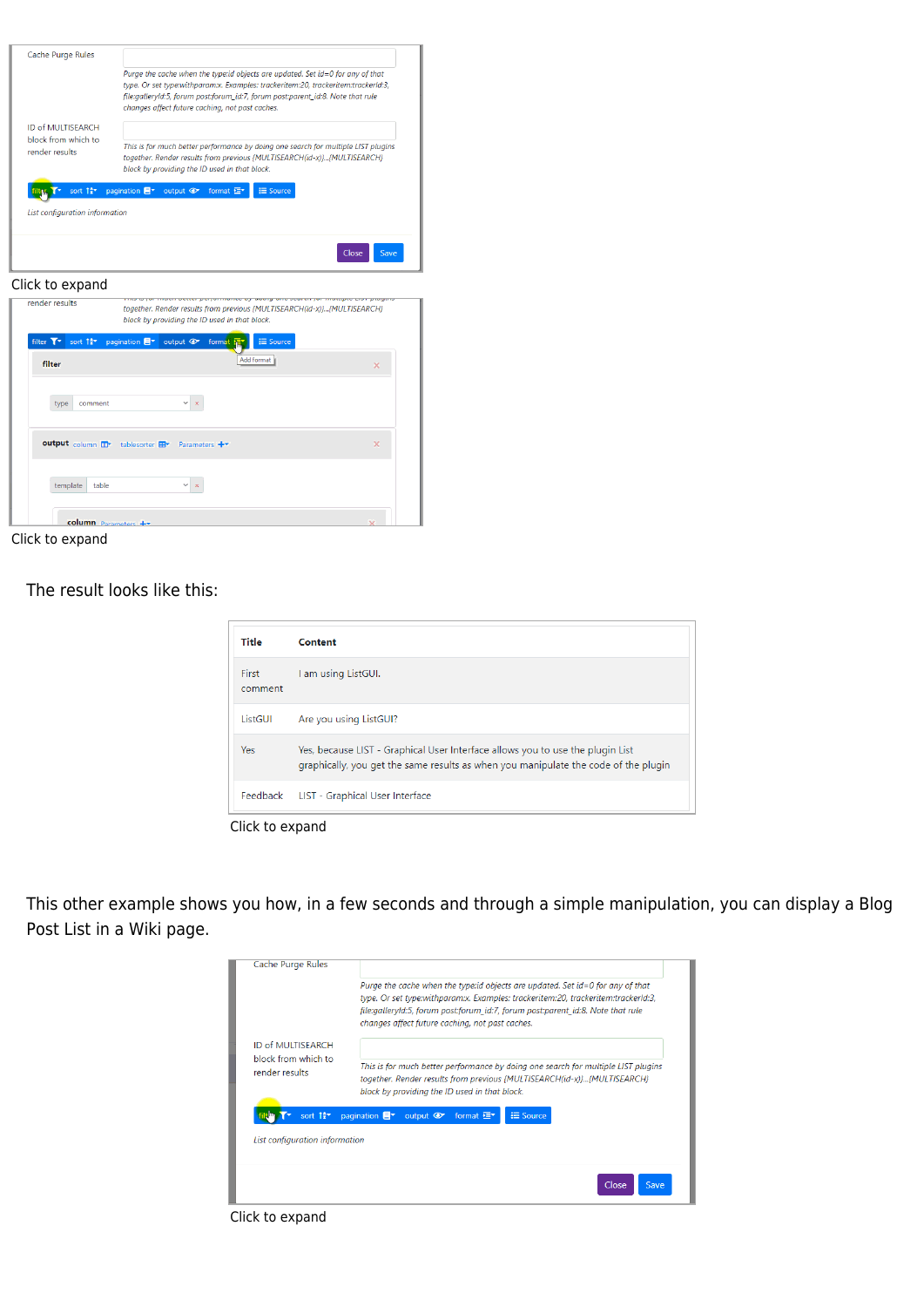Cache Purge Rules

*Purge the cache when the typeid objects are updated. Set id=0 for any of that type. Or set type:withparam:x. Examples: trackeritem:20, trackeritem:trackerId:3, file:galleryId:5, forum post:forum_id:7, forum post:parent_id:8. Note that rule changes affect future caching, not past caches.*

ID of MULTISEARCH block from which to render results

*This is for much better performance by doing one search for multiple LIST plugins together. Render results from previous {MULTISEARCH(id-x)}...{MULTISEARCH} block by providing the ID used in that block.*

filter | sort | pagination | output | format | Source

*List configuration information*

Close | Save

Click to expand

render results

*together. Render results from previous {MULTISEARCH(id-x)}...{MULTISEARCH} block by providing the ID used in that block.*

filter | sort | pagination | output | format | Source

Add Format

**filter**

type | comment

**output** column | tablesorter | Parameters

template | table

**column** Parameters

Click to expand

The result looks like this:

| Title | Content |
| --- | --- |
| First comment | I am using ListGUI. |
| ListGUI | Are you using ListGUI? |
| Yes | Yes, because LIST - Graphical User Interface allows you to use the plugin List graphically, you get the same results as when you manipulate the code of the plugin |
| Feedback | LIST - Graphical User Interface |

Click to expand

This other example shows you how, in a few seconds and through a simple manipulation, you can display a Blog Post List in a Wiki page.

Cache Purge Rules

*Purge the cache when the typeid objects are updated. Set id=0 for any of that type. Or set type:withparam:x. Examples: trackeritem:20, trackeritem:trackerId:3, file:galleryId:5, forum post:forum_id:7, forum post:parent_id:8. Note that rule changes affect future caching, not past caches.*

ID of MULTISEARCH block from which to render results

*This is for much better performance by doing one search for multiple LIST plugins together. Render results from previous {MULTISEARCH(id-x)}...{MULTISEARCH} block by providing the ID used in that block.*

filter | sort | pagination | output | format | Source

*List configuration information*

Close | Save

Click to expand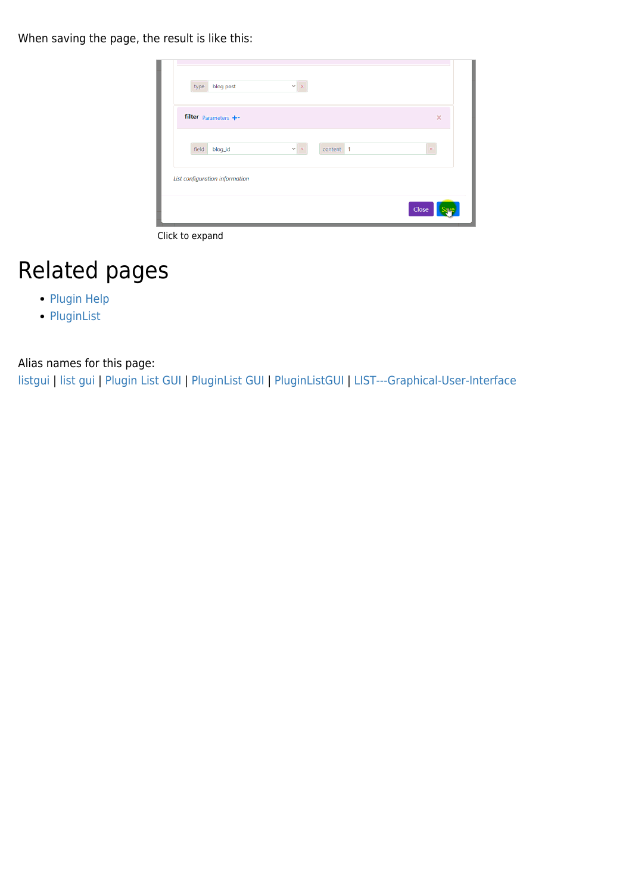When saving the page, the result is like this:

Click to expand

# Related pages

- Plugin Help
- PluginList

Alias names for this page:
listgui | list gui | Plugin List GUI | PluginList GUI | PluginListGUI | LIST---Graphical-User-Interface